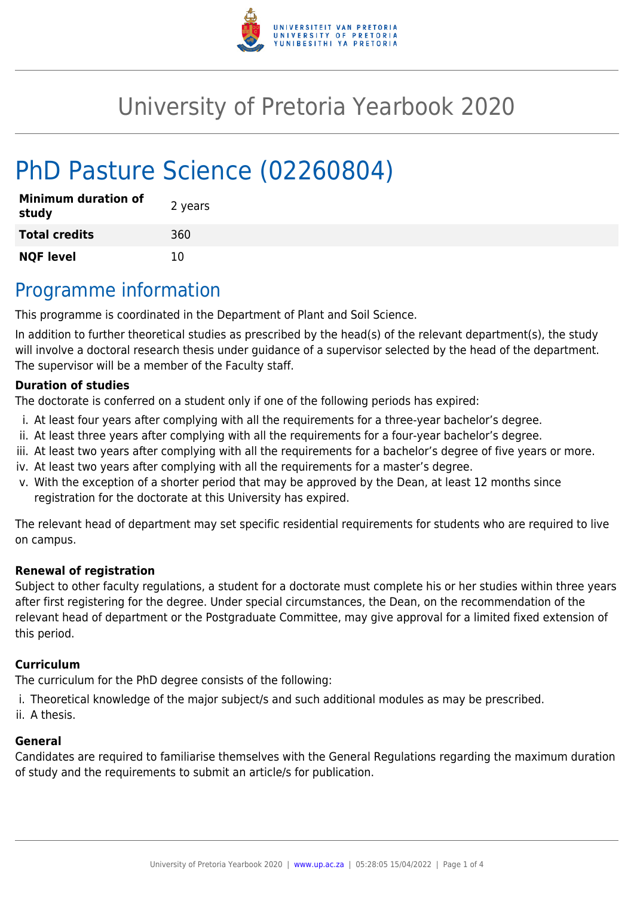# University of Pretoria Yearbook 2020

# PhD Pasture Science (02260804)

| | |
|---|---|
| **Minimum duration of study** | 2 years |
| **Total credits** | 360 |
| **NQF level** | 10 |

## Programme information

This programme is coordinated in the Department of Plant and Soil Science.

In addition to further theoretical studies as prescribed by the head(s) of the relevant department(s), the study will involve a doctoral research thesis under guidance of a supervisor selected by the head of the department. The supervisor will be a member of the Faculty staff.

**Duration of studies**

The doctorate is conferred on a student only if one of the following periods has expired:

i. At least four years after complying with all the requirements for a three-year bachelor's degree.
ii. At least three years after complying with all the requirements for a four-year bachelor's degree.
iii. At least two years after complying with all the requirements for a bachelor's degree of five years or more.
iv. At least two years after complying with all the requirements for a master's degree.
v. With the exception of a shorter period that may be approved by the Dean, at least 12 months since registration for the doctorate at this University has expired.

The relevant head of department may set specific residential requirements for students who are required to live on campus.

**Renewal of registration**

Subject to other faculty regulations, a student for a doctorate must complete his or her studies within three years after first registering for the degree. Under special circumstances, the Dean, on the recommendation of the relevant head of department or the Postgraduate Committee, may give approval for a limited fixed extension of this period.

**Curriculum**

The curriculum for the PhD degree consists of the following:

i. Theoretical knowledge of the major subject/s and such additional modules as may be prescribed.
ii. A thesis.

**General**

Candidates are required to familiarise themselves with the General Regulations regarding the maximum duration of study and the requirements to submit an article/s for publication.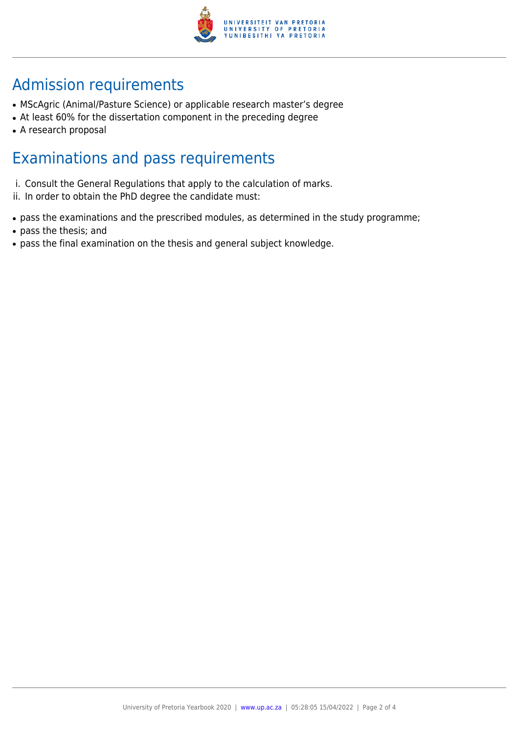## Admission requirements

- MScAgric (Animal/Pasture Science) or applicable research master's degree
- At least 60% for the dissertation component in the preceding degree
- A research proposal

## Examinations and pass requirements

i. Consult the General Regulations that apply to the calculation of marks.
ii. In order to obtain the PhD degree the candidate must:

- pass the examinations and the prescribed modules, as determined in the study programme;
- pass the thesis; and
- pass the final examination on the thesis and general subject knowledge.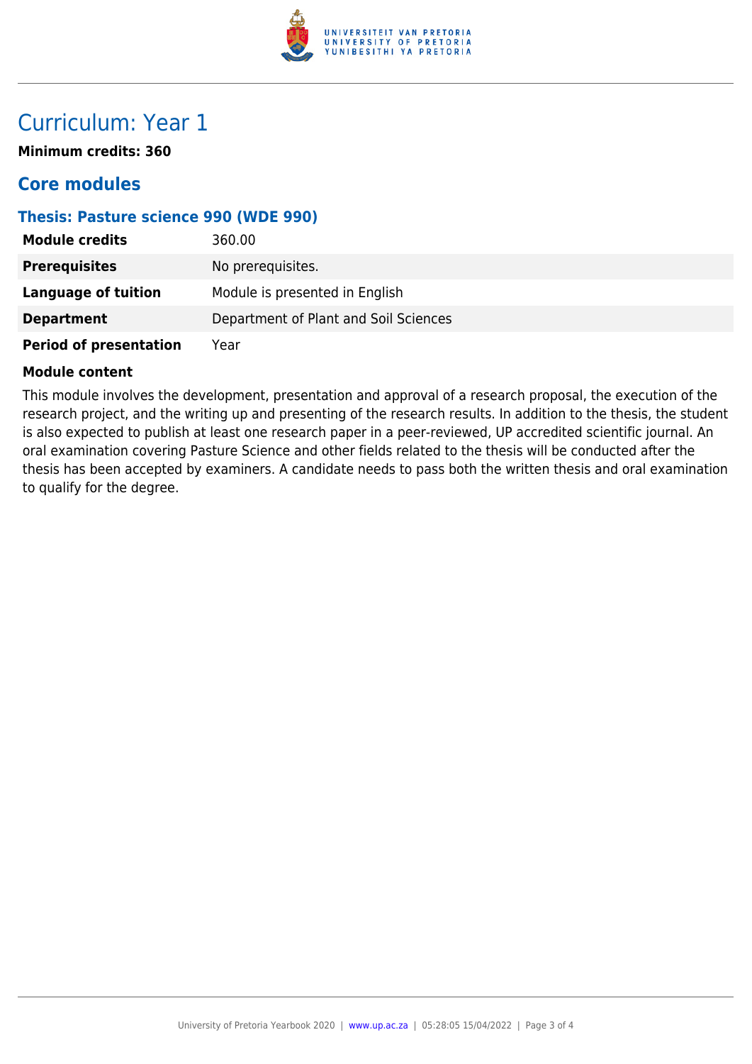# Curriculum: Year 1

**Minimum credits: 360**

## Core modules

### Thesis: Pasture science 990 (WDE 990)

| | |
|---|---|
| **Module credits** | 360.00 |
| **Prerequisites** | No prerequisites. |
| **Language of tuition** | Module is presented in English |
| **Department** | Department of Plant and Soil Sciences |
| **Period of presentation** | Year |

**Module content**

This module involves the development, presentation and approval of a research proposal, the execution of the research project, and the writing up and presenting of the research results. In addition to the thesis, the student is also expected to publish at least one research paper in a peer-reviewed, UP accredited scientific journal. An oral examination covering Pasture Science and other fields related to the thesis will be conducted after the thesis has been accepted by examiners. A candidate needs to pass both the written thesis and oral examination to qualify for the degree.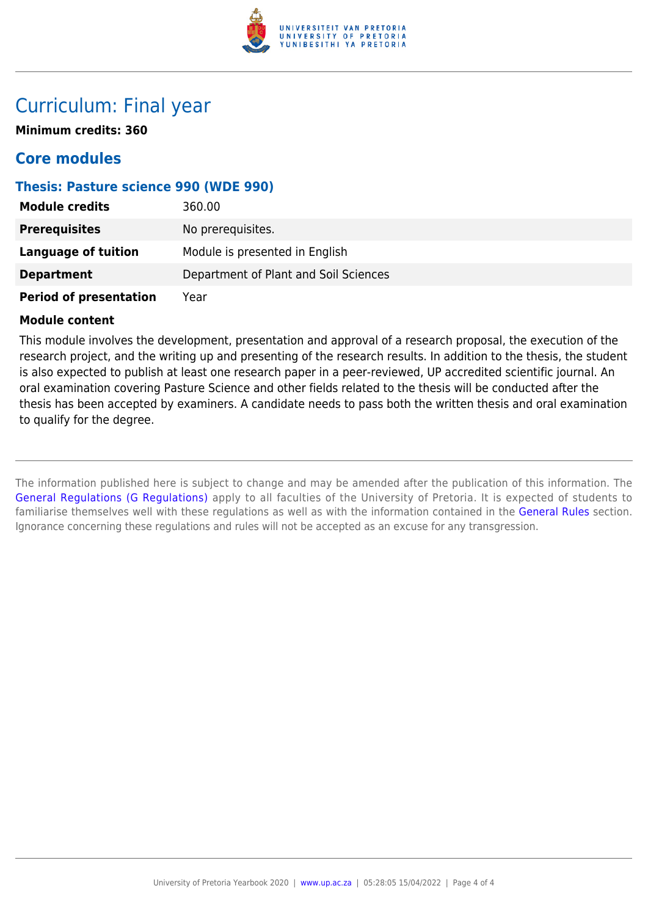# Curriculum: Final year

**Minimum credits: 360**

## Core modules

### Thesis: Pasture science 990 (WDE 990)

| | |
|---|---|
| **Module credits** | 360.00 |
| **Prerequisites** | No prerequisites. |
| **Language of tuition** | Module is presented in English |
| **Department** | Department of Plant and Soil Sciences |
| **Period of presentation** | Year |

**Module content**

This module involves the development, presentation and approval of a research proposal, the execution of the research project, and the writing up and presenting of the research results. In addition to the thesis, the student is also expected to publish at least one research paper in a peer-reviewed, UP accredited scientific journal. An oral examination covering Pasture Science and other fields related to the thesis will be conducted after the thesis has been accepted by examiners. A candidate needs to pass both the written thesis and oral examination to qualify for the degree.

The information published here is subject to change and may be amended after the publication of this information. The General Regulations (G Regulations) apply to all faculties of the University of Pretoria. It is expected of students to familiarise themselves well with these regulations as well as with the information contained in the General Rules section. Ignorance concerning these regulations and rules will not be accepted as an excuse for any transgression.